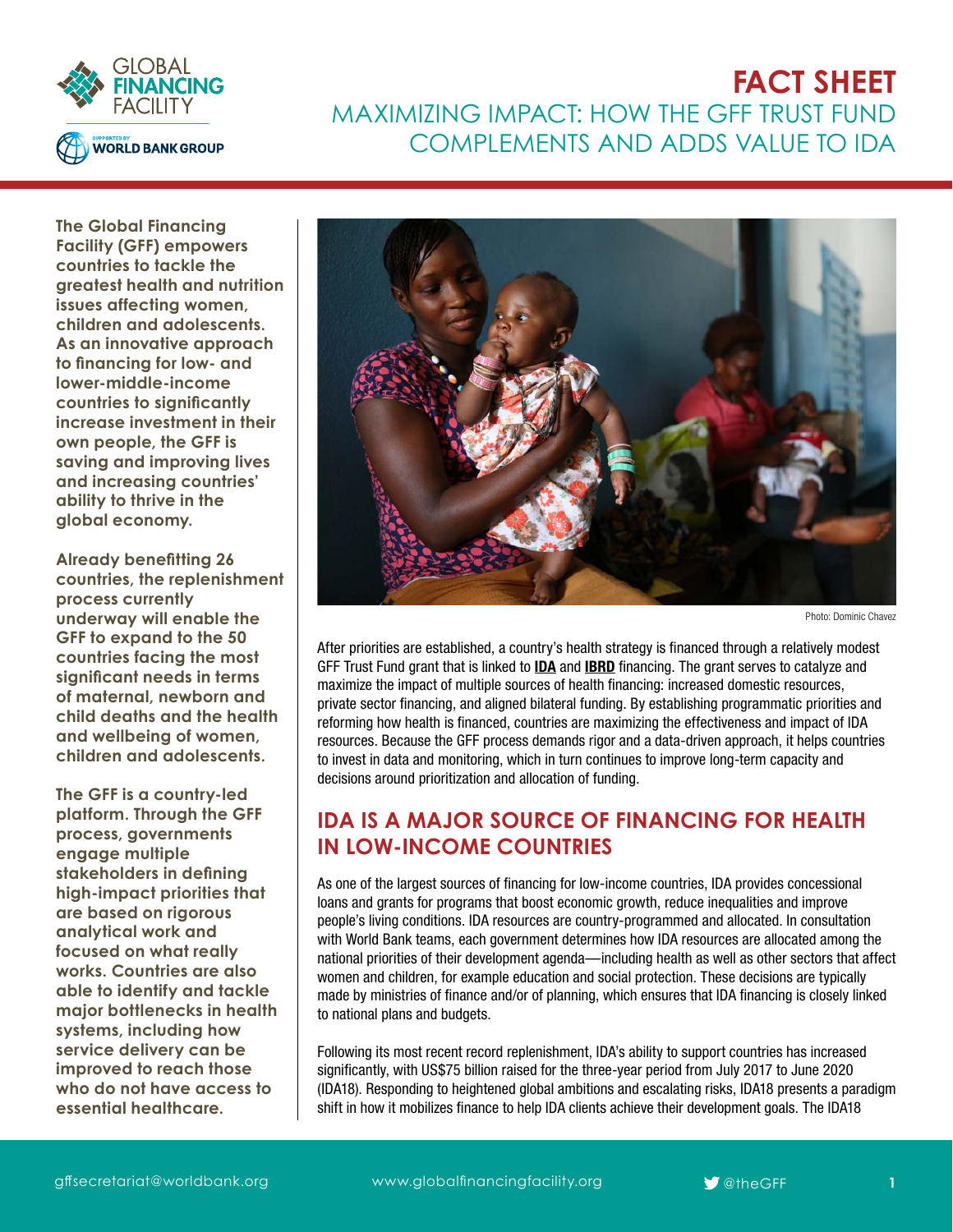# FACT SHEET

## MAXIMIZING IMPACT: HOW THE GFF TRUST FUND COMPLEMENTS AND ADDS VALUE TO IDA

**The Global Financing Facility (GFF) empowers countries to tackle the greatest health and nutrition issues affecting women, children and adolescents. As an innovative approach to financing for low- and lower-middle-income countries to significantly increase investment in their own people, the GFF is saving and improving lives and increasing countries' ability to thrive in the global economy.**

**Already benefitting 26 countries, the replenishment process currently underway will enable the GFF to expand to the 50 countries facing the most significant needs in terms of maternal, newborn and child deaths and the health and wellbeing of women, children and adolescents.**

**The GFF is a country-led platform. Through the GFF process, governments engage multiple stakeholders in defining high-impact priorities that are based on rigorous analytical work and focused on what really works. Countries are also able to identify and tackle major bottlenecks in health systems, including how service delivery can be improved to reach those who do not have access to essential healthcare.**

Photo: Dominic Chavez

After priorities are established, a country's health strategy is financed through a relatively modest GFF Trust Fund grant that is linked to **IDA** and **IBRD** financing. The grant serves to catalyze and maximize the impact of multiple sources of health financing: increased domestic resources, private sector financing, and aligned bilateral funding. By establishing programmatic priorities and reforming how health is financed, countries are maximizing the effectiveness and impact of IDA resources. Because the GFF process demands rigor and a data-driven approach, it helps countries to invest in data and monitoring, which in turn continues to improve long-term capacity and decisions around prioritization and allocation of funding.

### IDA IS A MAJOR SOURCE OF FINANCING FOR HEALTH IN LOW-INCOME COUNTRIES

As one of the largest sources of financing for low-income countries, IDA provides concessional loans and grants for programs that boost economic growth, reduce inequalities and improve people's living conditions. IDA resources are country-programmed and allocated. In consultation with World Bank teams, each government determines how IDA resources are allocated among the national priorities of their development agenda—including health as well as other sectors that affect women and children, for example education and social protection. These decisions are typically made by ministries of finance and/or of planning, which ensures that IDA financing is closely linked to national plans and budgets.

Following its most recent record replenishment, IDA's ability to support countries has increased significantly, with US$75 billion raised for the three-year period from July 2017 to June 2020 (IDA18). Responding to heightened global ambitions and escalating risks, IDA18 presents a paradigm shift in how it mobilizes finance to help IDA clients achieve their development goals. The IDA18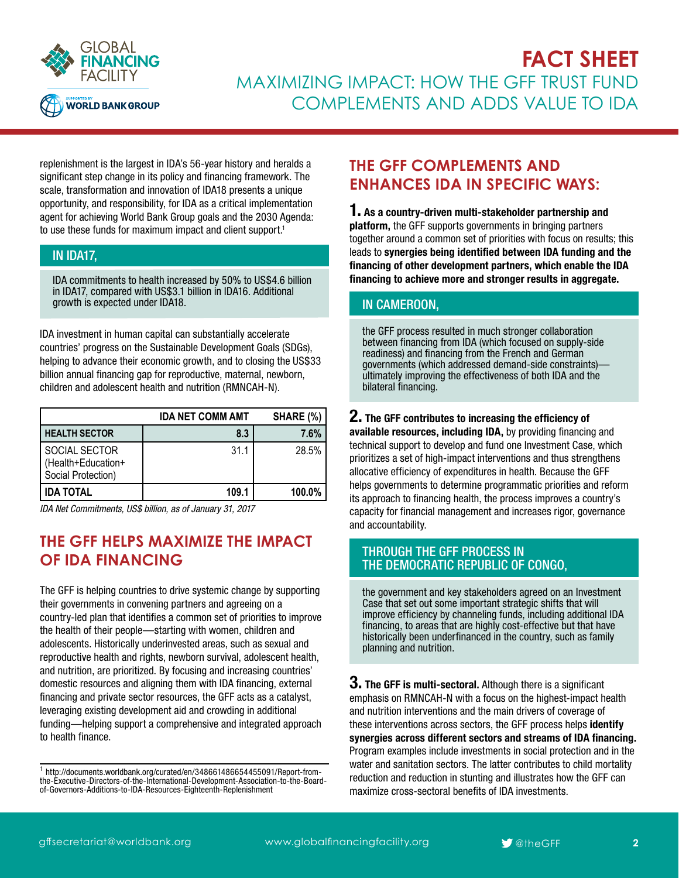replenishment is the largest in IDA's 56-year history and heralds a significant step change in its policy and financing framework. The scale, transformation and innovation of IDA18 presents a unique opportunity, and responsibility, for IDA as a critical implementation agent for achieving World Bank Group goals and the 2030 Agenda: to use these funds for maximum impact and client support.[1]

### IN IDA17,

IDA commitments to health increased by 50% to US$4.6 billion in IDA17, compared with US$3.1 billion in IDA16. Additional growth is expected under IDA18.

IDA investment in human capital can substantially accelerate countries' progress on the Sustainable Development Goals (SDGs), helping to advance their economic growth, and to closing the US$33 billion annual financing gap for reproductive, maternal, newborn, children and adolescent health and nutrition (RMNCAH-N).

| | IDA NET COMM AMT | SHARE (%) |
|---|---|---|
| **HEALTH SECTOR** | **8.3** | **7.6%** |
| SOCIAL SECTOR (Health+Education+ Social Protection) | 31.1 | 28.5% |
| **IDA TOTAL** | **109.1** | **100.0%** |

*IDA Net Commitments, US$ billion, as of January 31, 2017*

## THE GFF HELPS MAXIMIZE THE IMPACT OF IDA FINANCING

The GFF is helping countries to drive systemic change by supporting their governments in convening partners and agreeing on a country-led plan that identifies a common set of priorities to improve the health of their people—starting with women, children and adolescents. Historically underinvested areas, such as sexual and reproductive health and rights, newborn survival, adolescent health, and nutrition, are prioritized. By focusing and increasing countries' domestic resources and aligning them with IDA financing, external financing and private sector resources, the GFF acts as a catalyst, leveraging existing development aid and crowding in additional funding—helping support a comprehensive and integrated approach to health finance.

[1] http://documents.worldbank.org/curated/en/348661486654455091/Report-from-the-Executive-Directors-of-the-International-Development-Association-to-the-Board-of-Governors-Additions-to-IDA-Resources-Eighteenth-Replenishment

## THE GFF COMPLEMENTS AND ENHANCES IDA IN SPECIFIC WAYS:

**1. As a country-driven multi-stakeholder partnership and platform,** the GFF supports governments in bringing partners together around a common set of priorities with focus on results; this leads to **synergies being identified between IDA funding and the financing of other development partners, which enable the IDA financing to achieve more and stronger results in aggregate.**

### IN CAMEROON,

the GFF process resulted in much stronger collaboration between financing from IDA (which focused on supply-side readiness) and financing from the French and German governments (which addressed demand-side constraints)—ultimately improving the effectiveness of both IDA and the bilateral financing.

**2. The GFF contributes to increasing the efficiency of available resources, including IDA,** by providing financing and technical support to develop and fund one Investment Case, which prioritizes a set of high-impact interventions and thus strengthens allocative efficiency of expenditures in health. Because the GFF helps governments to determine programmatic priorities and reform its approach to financing health, the process improves a country's capacity for financial management and increases rigor, governance and accountability.

### THROUGH THE GFF PROCESS IN THE DEMOCRATIC REPUBLIC OF CONGO,

the government and key stakeholders agreed on an Investment Case that set out some important strategic shifts that will improve efficiency by channeling funds, including additional IDA financing, to areas that are highly cost-effective but that have historically been underfinanced in the country, such as family planning and nutrition.

**3. The GFF is multi-sectoral.** Although there is a significant emphasis on RMNCAH-N with a focus on the highest-impact health and nutrition interventions and the main drivers of coverage of these interventions across sectors, the GFF process helps **identify synergies across different sectors and streams of IDA financing.** Program examples include investments in social protection and in the water and sanitation sectors. The latter contributes to child mortality reduction and reduction in stunting and illustrates how the GFF can maximize cross-sectoral benefits of IDA investments.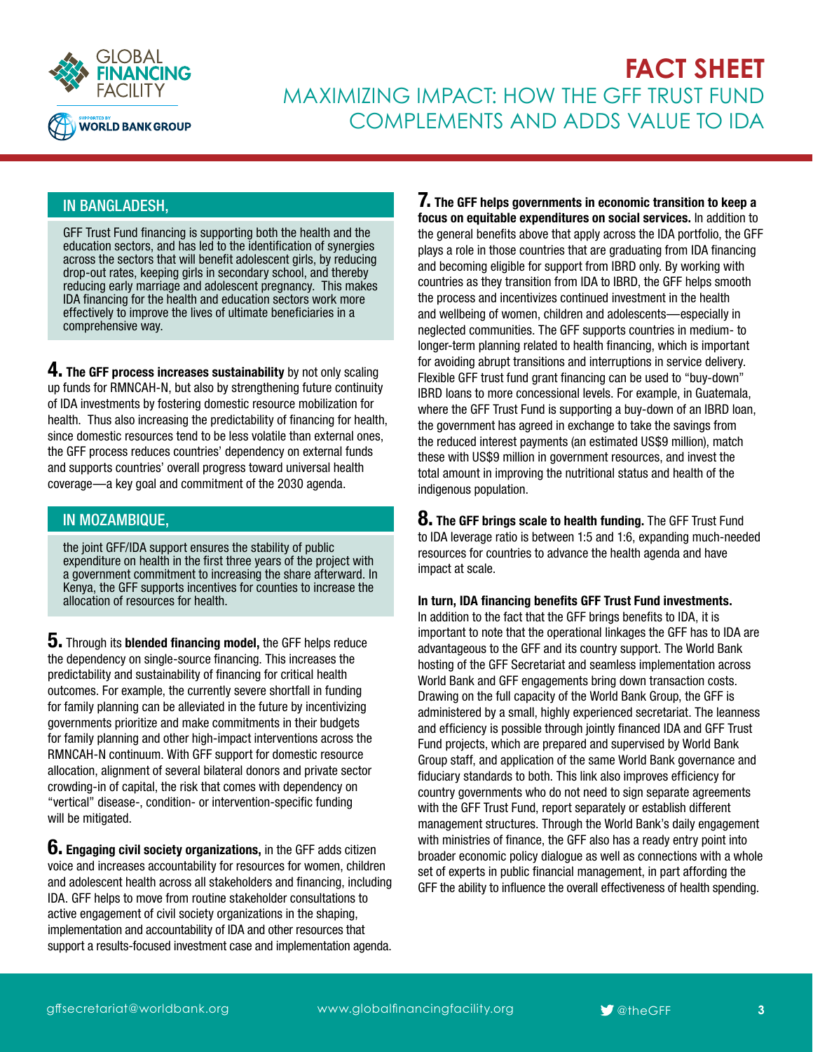# FACT SHEET

## MAXIMIZING IMPACT: HOW THE GFF TRUST FUND COMPLEMENTS AND ADDS VALUE TO IDA

### IN BANGLADESH,

GFF Trust Fund financing is supporting both the health and the education sectors, and has led to the identification of synergies across the sectors that will benefit adolescent girls, by reducing drop-out rates, keeping girls in secondary school, and thereby reducing early marriage and adolescent pregnancy. This makes IDA financing for the health and education sectors work more effectively to improve the lives of ultimate beneficiaries in a comprehensive way.

**4. The GFF process increases sustainability** by not only scaling up funds for RMNCAH-N, but also by strengthening future continuity of IDA investments by fostering domestic resource mobilization for health. Thus also increasing the predictability of financing for health, since domestic resources tend to be less volatile than external ones, the GFF process reduces countries' dependency on external funds and supports countries' overall progress toward universal health coverage—a key goal and commitment of the 2030 agenda.

### IN MOZAMBIQUE,

the joint GFF/IDA support ensures the stability of public expenditure on health in the first three years of the project with a government commitment to increasing the share afterward. In Kenya, the GFF supports incentives for counties to increase the allocation of resources for health.

**5.** Through its **blended financing model,** the GFF helps reduce the dependency on single-source financing. This increases the predictability and sustainability of financing for critical health outcomes. For example, the currently severe shortfall in funding for family planning can be alleviated in the future by incentivizing governments prioritize and make commitments in their budgets for family planning and other high-impact interventions across the RMNCAH-N continuum. With GFF support for domestic resource allocation, alignment of several bilateral donors and private sector crowding-in of capital, the risk that comes with dependency on "vertical" disease-, condition- or intervention-specific funding will be mitigated.

**6. Engaging civil society organizations,** in the GFF adds citizen voice and increases accountability for resources for women, children and adolescent health across all stakeholders and financing, including IDA. GFF helps to move from routine stakeholder consultations to active engagement of civil society organizations in the shaping, implementation and accountability of IDA and other resources that support a results-focused investment case and implementation agenda.

**7. The GFF helps governments in economic transition to keep a focus on equitable expenditures on social services.** In addition to the general benefits above that apply across the IDA portfolio, the GFF plays a role in those countries that are graduating from IDA financing and becoming eligible for support from IBRD only. By working with countries as they transition from IDA to IBRD, the GFF helps smooth the process and incentivizes continued investment in the health and wellbeing of women, children and adolescents—especially in neglected communities. The GFF supports countries in medium- to longer-term planning related to health financing, which is important for avoiding abrupt transitions and interruptions in service delivery. Flexible GFF trust fund grant financing can be used to "buy-down" IBRD loans to more concessional levels. For example, in Guatemala, where the GFF Trust Fund is supporting a buy-down of an IBRD loan, the government has agreed in exchange to take the savings from the reduced interest payments (an estimated US$9 million), match these with US$9 million in government resources, and invest the total amount in improving the nutritional status and health of the indigenous population.

**8. The GFF brings scale to health funding.** The GFF Trust Fund to IDA leverage ratio is between 1:5 and 1:6, expanding much-needed resources for countries to advance the health agenda and have impact at scale.

**In turn, IDA financing benefits GFF Trust Fund investments.** In addition to the fact that the GFF brings benefits to IDA, it is important to note that the operational linkages the GFF has to IDA are advantageous to the GFF and its country support. The World Bank hosting of the GFF Secretariat and seamless implementation across World Bank and GFF engagements bring down transaction costs. Drawing on the full capacity of the World Bank Group, the GFF is administered by a small, highly experienced secretariat. The leanness and efficiency is possible through jointly financed IDA and GFF Trust Fund projects, which are prepared and supervised by World Bank Group staff, and application of the same World Bank governance and fiduciary standards to both. This link also improves efficiency for country governments who do not need to sign separate agreements with the GFF Trust Fund, report separately or establish different management structures. Through the World Bank's daily engagement with ministries of finance, the GFF also has a ready entry point into broader economic policy dialogue as well as connections with a whole set of experts in public financial management, in part affording the GFF the ability to influence the overall effectiveness of health spending.

gffsecretariat@worldbank.org www.globalfinancingfacility.org @theGFF